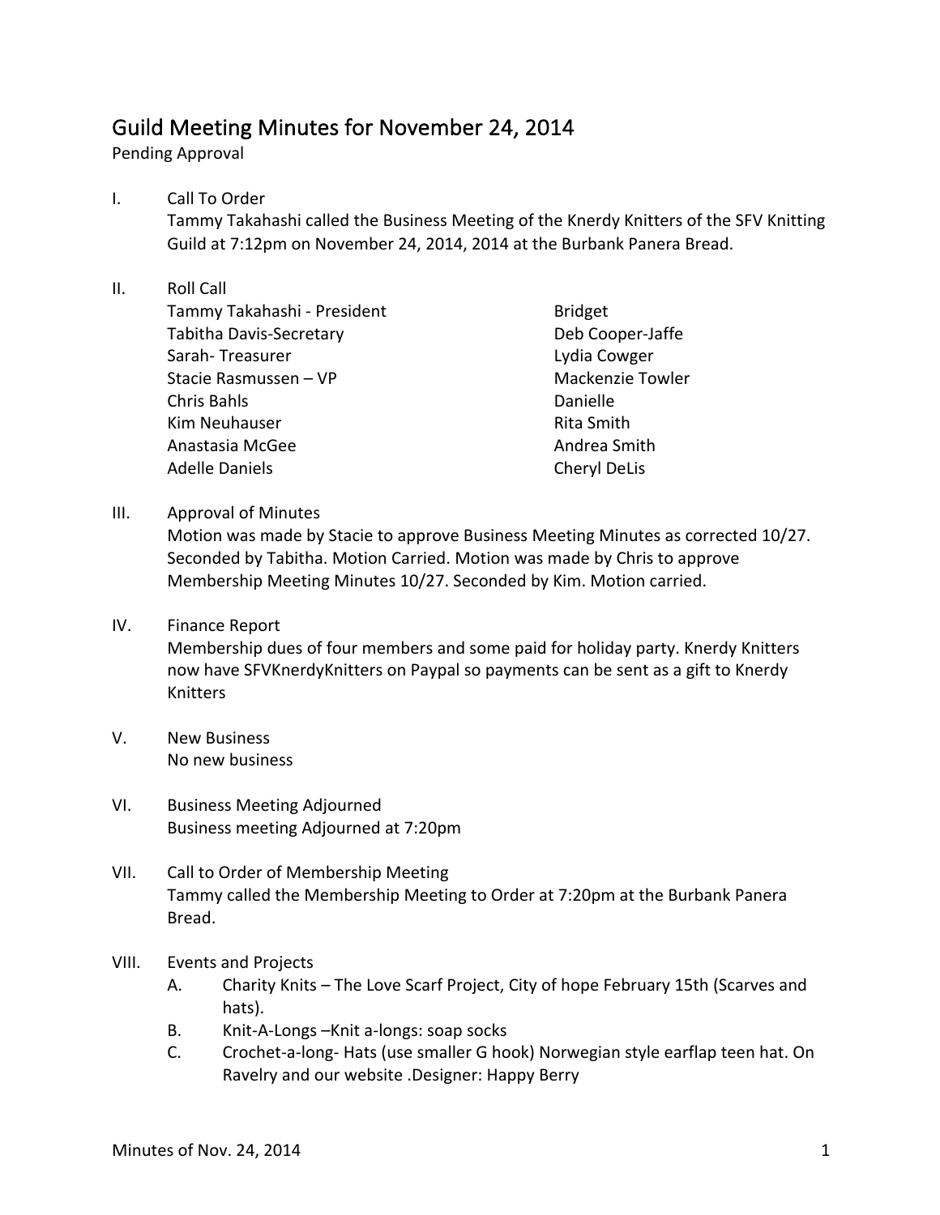# Guild Meeting Minutes for November 24, 2014

Pending Approval

I. Call To Order

Tammy Takahashi called the Business Meeting of the Knerdy Knitters of the SFV Knitting Guild at 7:12pm on November 24, 2014, 2014 at the Burbank Panera Bread.

II. Roll Call

Tammy Takahashi - President
Tabitha Davis-Secretary
Sarah- Treasurer
Stacie Rasmussen – VP
Chris Bahls
Kim Neuhauser
Anastasia McGee
Adelle Daniels
Bridget
Deb Cooper-Jaffe
Lydia Cowger
Mackenzie Towler
Danielle
Rita Smith
Andrea Smith
Cheryl DeLis

III. Approval of Minutes

Motion was made by Stacie to approve Business Meeting Minutes as corrected 10/27. Seconded by Tabitha. Motion Carried. Motion was made by Chris to approve Membership Meeting Minutes 10/27. Seconded by Kim. Motion carried.

IV. Finance Report

Membership dues of four members and some paid for holiday party. Knerdy Knitters now have SFVKnerdyKnitters on Paypal so payments can be sent as a gift to Knerdy Knitters

V. New Business

No new business

VI. Business Meeting Adjourned

Business meeting Adjourned at 7:20pm

VII. Call to Order of Membership Meeting

Tammy called the Membership Meeting to Order at 7:20pm at the Burbank Panera Bread.

VIII. Events and Projects

A. Charity Knits – The Love Scarf Project, City of hope February 15th (Scarves and hats).

B. Knit-A-Longs –Knit a-longs: soap socks

C. Crochet-a-long- Hats (use smaller G hook) Norwegian style earflap teen hat. On Ravelry and our website .Designer: Happy Berry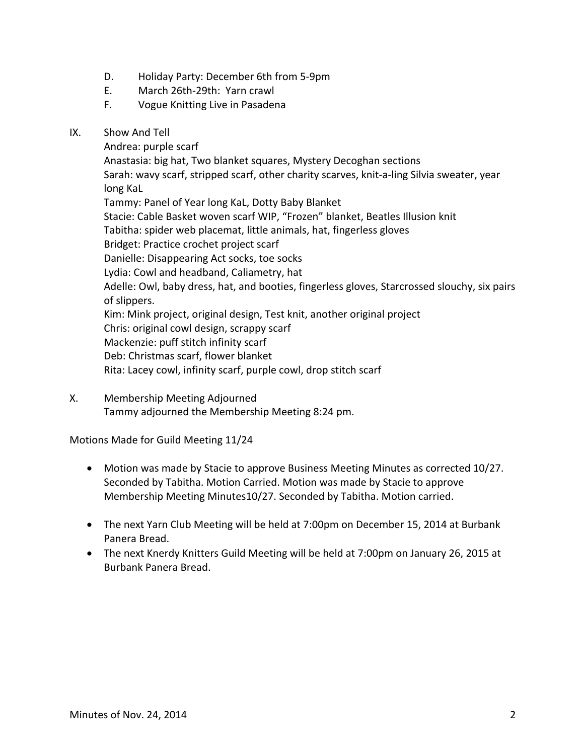D. Holiday Party: December 6th from 5-9pm
E. March 26th-29th: Yarn crawl
F. Vogue Knitting Live in Pasadena

IX. Show And Tell

Andrea: purple scarf
Anastasia: big hat, Two blanket squares, Mystery Decoghan sections
Sarah: wavy scarf, stripped scarf, other charity scarves, knit-a-ling Silvia sweater, year long KaL
Tammy: Panel of Year long KaL, Dotty Baby Blanket
Stacie: Cable Basket woven scarf WIP, "Frozen" blanket, Beatles Illusion knit
Tabitha: spider web placemat, little animals, hat, fingerless gloves
Bridget: Practice crochet project scarf
Danielle: Disappearing Act socks, toe socks
Lydia: Cowl and headband, Caliametry, hat
Adelle: Owl, baby dress, hat, and booties, fingerless gloves, Starcrossed slouchy, six pairs of slippers.
Kim: Mink project, original design, Test knit, another original project
Chris: original cowl design, scrappy scarf
Mackenzie: puff stitch infinity scarf
Deb: Christmas scarf, flower blanket
Rita: Lacey cowl, infinity scarf, purple cowl, drop stitch scarf

X. Membership Meeting Adjourned

Tammy adjourned the Membership Meeting 8:24 pm.

Motions Made for Guild Meeting 11/24

- Motion was made by Stacie to approve Business Meeting Minutes as corrected 10/27. Seconded by Tabitha. Motion Carried. Motion was made by Stacie to approve Membership Meeting Minutes10/27. Seconded by Tabitha. Motion carried.

- The next Yarn Club Meeting will be held at 7:00pm on December 15, 2014 at Burbank Panera Bread.
- The next Knerdy Knitters Guild Meeting will be held at 7:00pm on January 26, 2015 at Burbank Panera Bread.